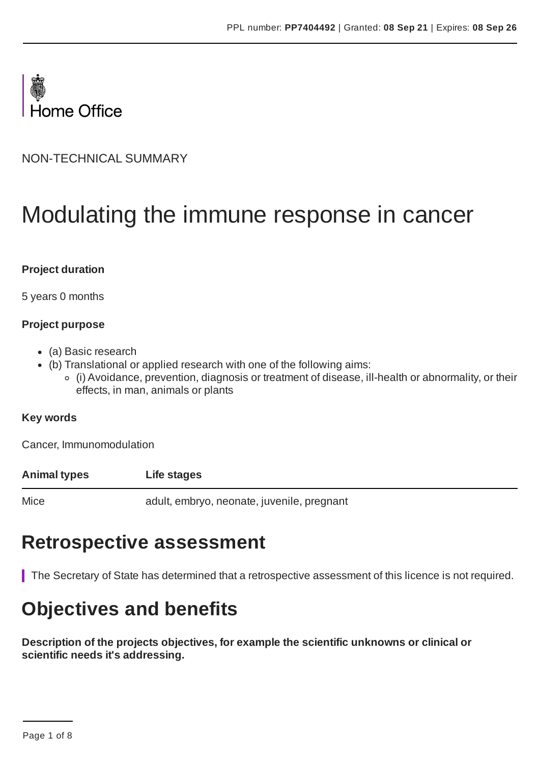PPL number: **PP7404492** | Granted: **08 Sep 21** | Expires: **08 Sep 26**

Home Office

NON-TECHNICAL SUMMARY

# Modulating the immune response in cancer

**Project duration**

5 years 0 months

**Project purpose**

- (a) Basic research
- (b) Translational or applied research with one of the following aims:
  - (i) Avoidance, prevention, diagnosis or treatment of disease, ill-health or abnormality, or their effects, in man, animals or plants

**Key words**

Cancer, Immunomodulation

| Animal types | Life stages |
| --- | --- |
| Mice | adult, embryo, neonate, juvenile, pregnant |

## Retrospective assessment

The Secretary of State has determined that a retrospective assessment of this licence is not required.

## Objectives and benefits

**Description of the projects objectives, for example the scientific unknowns or clinical or scientific needs it's addressing.**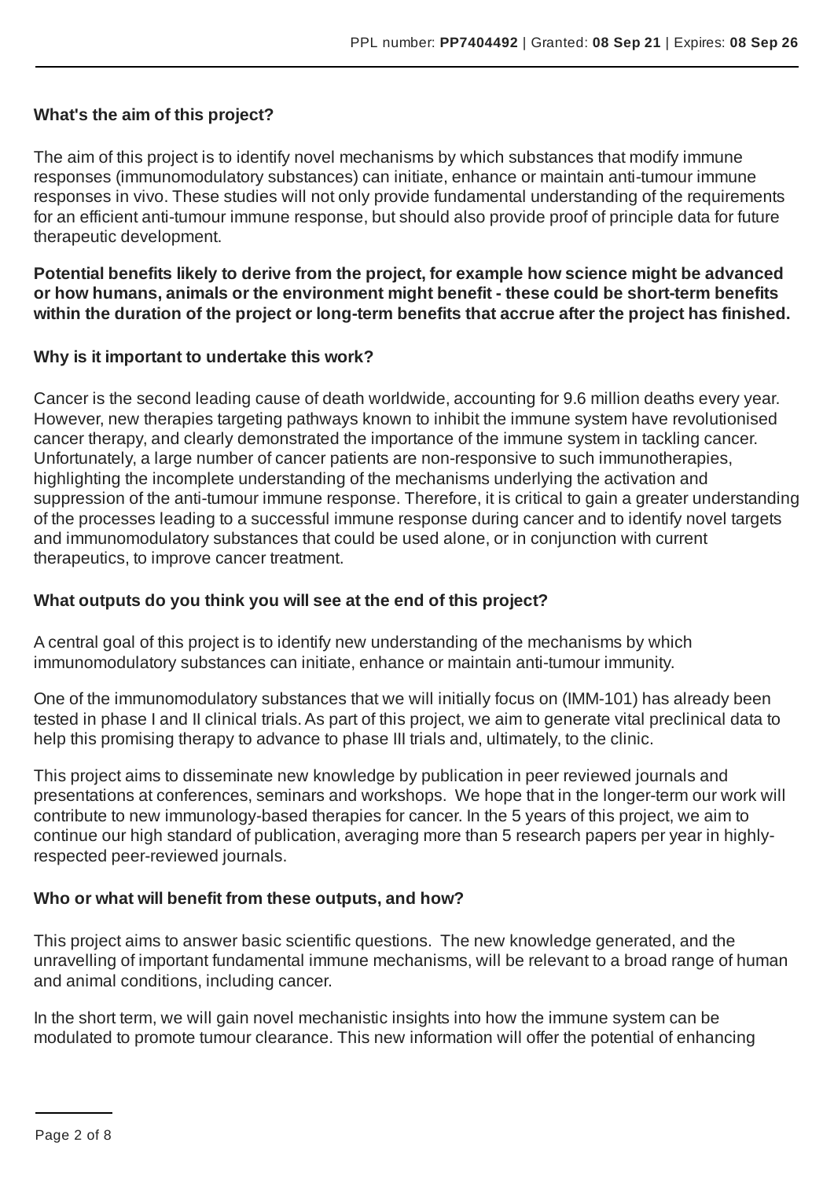**What's the aim of this project?**

The aim of this project is to identify novel mechanisms by which substances that modify immune responses (immunomodulatory substances) can initiate, enhance or maintain anti-tumour immune responses in vivo. These studies will not only provide fundamental understanding of the requirements for an efficient anti-tumour immune response, but should also provide proof of principle data for future therapeutic development.

**Potential benefits likely to derive from the project, for example how science might be advanced or how humans, animals or the environment might benefit - these could be short-term benefits within the duration of the project or long-term benefits that accrue after the project has finished.**

**Why is it important to undertake this work?**

Cancer is the second leading cause of death worldwide, accounting for 9.6 million deaths every year. However, new therapies targeting pathways known to inhibit the immune system have revolutionised cancer therapy, and clearly demonstrated the importance of the immune system in tackling cancer. Unfortunately, a large number of cancer patients are non-responsive to such immunotherapies, highlighting the incomplete understanding of the mechanisms underlying the activation and suppression of the anti-tumour immune response. Therefore, it is critical to gain a greater understanding of the processes leading to a successful immune response during cancer and to identify novel targets and immunomodulatory substances that could be used alone, or in conjunction with current therapeutics, to improve cancer treatment.

**What outputs do you think you will see at the end of this project?**

A central goal of this project is to identify new understanding of the mechanisms by which immunomodulatory substances can initiate, enhance or maintain anti-tumour immunity.

One of the immunomodulatory substances that we will initially focus on (IMM-101) has already been tested in phase I and II clinical trials. As part of this project, we aim to generate vital preclinical data to help this promising therapy to advance to phase III trials and, ultimately, to the clinic.

This project aims to disseminate new knowledge by publication in peer reviewed journals and presentations at conferences, seminars and workshops. We hope that in the longer-term our work will contribute to new immunology-based therapies for cancer. In the 5 years of this project, we aim to continue our high standard of publication, averaging more than 5 research papers per year in highly-respected peer-reviewed journals.

**Who or what will benefit from these outputs, and how?**

This project aims to answer basic scientific questions. The new knowledge generated, and the unravelling of important fundamental immune mechanisms, will be relevant to a broad range of human and animal conditions, including cancer.

In the short term, we will gain novel mechanistic insights into how the immune system can be modulated to promote tumour clearance. This new information will offer the potential of enhancing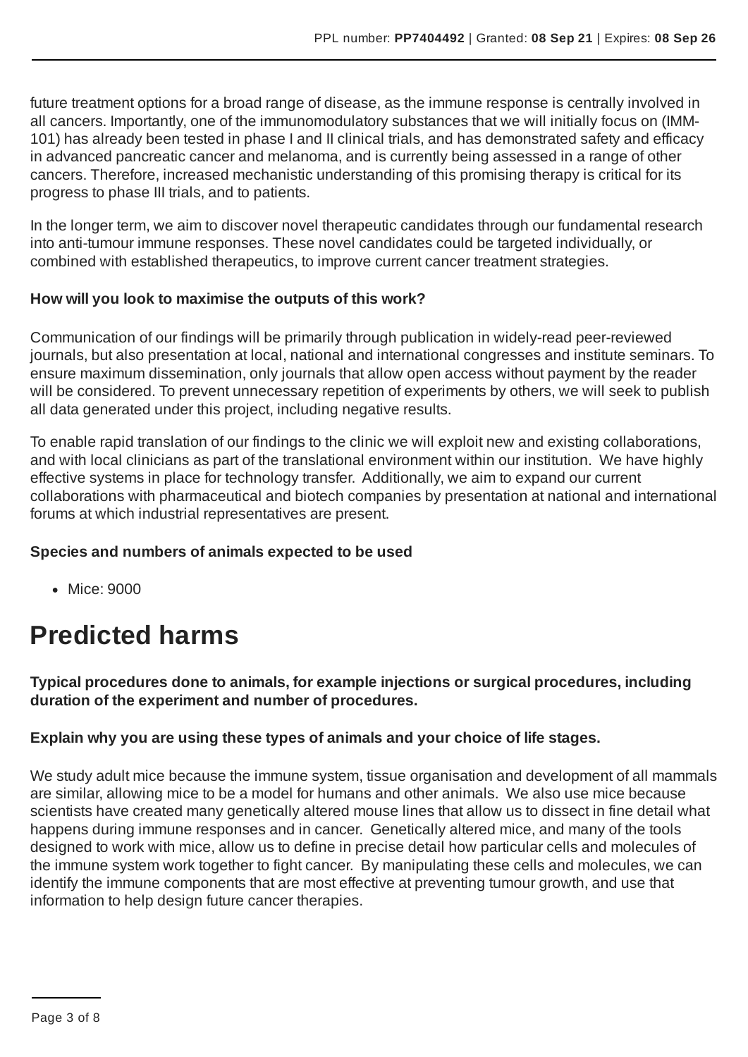future treatment options for a broad range of disease, as the immune response is centrally involved in all cancers. Importantly, one of the immunomodulatory substances that we will initially focus on (IMM-101) has already been tested in phase I and II clinical trials, and has demonstrated safety and efficacy in advanced pancreatic cancer and melanoma, and is currently being assessed in a range of other cancers. Therefore, increased mechanistic understanding of this promising therapy is critical for its progress to phase III trials, and to patients.

In the longer term, we aim to discover novel therapeutic candidates through our fundamental research into anti-tumour immune responses. These novel candidates could be targeted individually, or combined with established therapeutics, to improve current cancer treatment strategies.

**How will you look to maximise the outputs of this work?**

Communication of our findings will be primarily through publication in widely-read peer-reviewed journals, but also presentation at local, national and international congresses and institute seminars. To ensure maximum dissemination, only journals that allow open access without payment by the reader will be considered. To prevent unnecessary repetition of experiments by others, we will seek to publish all data generated under this project, including negative results.

To enable rapid translation of our findings to the clinic we will exploit new and existing collaborations, and with local clinicians as part of the translational environment within our institution. We have highly effective systems in place for technology transfer. Additionally, we aim to expand our current collaborations with pharmaceutical and biotech companies by presentation at national and international forums at which industrial representatives are present.

**Species and numbers of animals expected to be used**

- Mice: 9000

# Predicted harms

**Typical procedures done to animals, for example injections or surgical procedures, including duration of the experiment and number of procedures.**

**Explain why you are using these types of animals and your choice of life stages.**

We study adult mice because the immune system, tissue organisation and development of all mammals are similar, allowing mice to be a model for humans and other animals. We also use mice because scientists have created many genetically altered mouse lines that allow us to dissect in fine detail what happens during immune responses and in cancer. Genetically altered mice, and many of the tools designed to work with mice, allow us to define in precise detail how particular cells and molecules of the immune system work together to fight cancer. By manipulating these cells and molecules, we can identify the immune components that are most effective at preventing tumour growth, and use that information to help design future cancer therapies.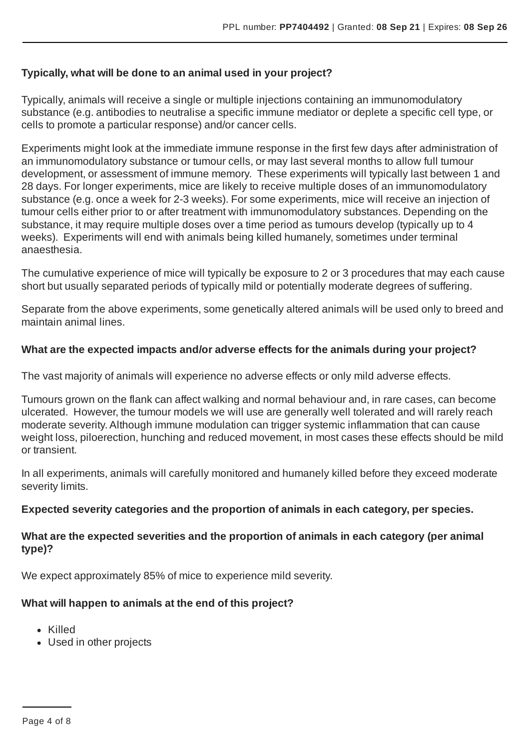**Typically, what will be done to an animal used in your project?**

Typically, animals will receive a single or multiple injections containing an immunomodulatory substance (e.g. antibodies to neutralise a specific immune mediator or deplete a specific cell type, or cells to promote a particular response) and/or cancer cells.

Experiments might look at the immediate immune response in the first few days after administration of an immunomodulatory substance or tumour cells, or may last several months to allow full tumour development, or assessment of immune memory. These experiments will typically last between 1 and 28 days. For longer experiments, mice are likely to receive multiple doses of an immunomodulatory substance (e.g. once a week for 2-3 weeks). For some experiments, mice will receive an injection of tumour cells either prior to or after treatment with immunomodulatory substances. Depending on the substance, it may require multiple doses over a time period as tumours develop (typically up to 4 weeks). Experiments will end with animals being killed humanely, sometimes under terminal anaesthesia.

The cumulative experience of mice will typically be exposure to 2 or 3 procedures that may each cause short but usually separated periods of typically mild or potentially moderate degrees of suffering.

Separate from the above experiments, some genetically altered animals will be used only to breed and maintain animal lines.

**What are the expected impacts and/or adverse effects for the animals during your project?**

The vast majority of animals will experience no adverse effects or only mild adverse effects.

Tumours grown on the flank can affect walking and normal behaviour and, in rare cases, can become ulcerated. However, the tumour models we will use are generally well tolerated and will rarely reach moderate severity. Although immune modulation can trigger systemic inflammation that can cause weight loss, piloerection, hunching and reduced movement, in most cases these effects should be mild or transient.

In all experiments, animals will carefully monitored and humanely killed before they exceed moderate severity limits.

**Expected severity categories and the proportion of animals in each category, per species.**

**What are the expected severities and the proportion of animals in each category (per animal type)?**

We expect approximately 85% of mice to experience mild severity.

**What will happen to animals at the end of this project?**

- Killed
- Used in other projects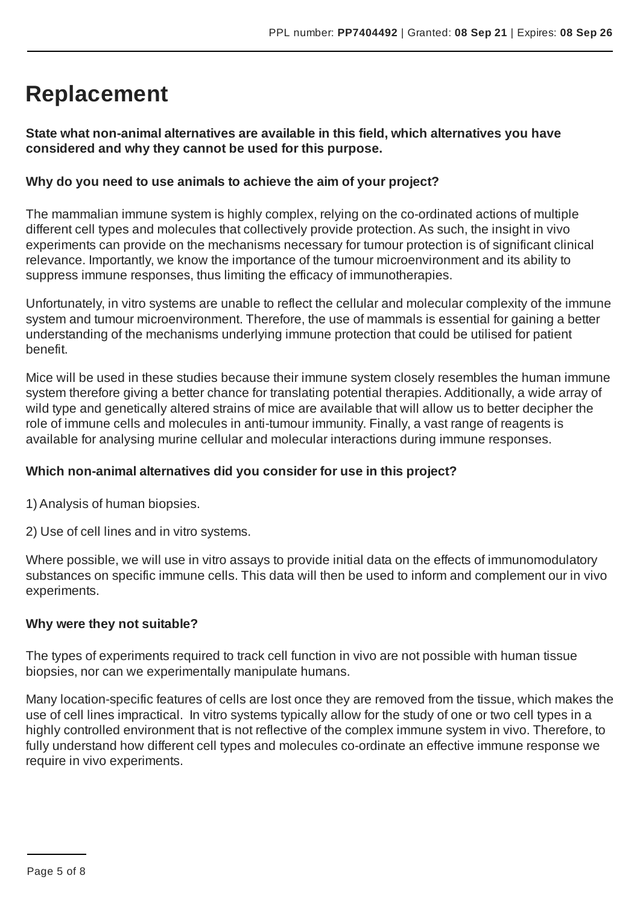# Replacement

**State what non-animal alternatives are available in this field, which alternatives you have considered and why they cannot be used for this purpose.**

**Why do you need to use animals to achieve the aim of your project?**

The mammalian immune system is highly complex, relying on the co-ordinated actions of multiple different cell types and molecules that collectively provide protection. As such, the insight in vivo experiments can provide on the mechanisms necessary for tumour protection is of significant clinical relevance. Importantly, we know the importance of the tumour microenvironment and its ability to suppress immune responses, thus limiting the efficacy of immunotherapies.

Unfortunately, in vitro systems are unable to reflect the cellular and molecular complexity of the immune system and tumour microenvironment. Therefore, the use of mammals is essential for gaining a better understanding of the mechanisms underlying immune protection that could be utilised for patient benefit.

Mice will be used in these studies because their immune system closely resembles the human immune system therefore giving a better chance for translating potential therapies. Additionally, a wide array of wild type and genetically altered strains of mice are available that will allow us to better decipher the role of immune cells and molecules in anti-tumour immunity. Finally, a vast range of reagents is available for analysing murine cellular and molecular interactions during immune responses.

**Which non-animal alternatives did you consider for use in this project?**

1) Analysis of human biopsies.

2) Use of cell lines and in vitro systems.

Where possible, we will use in vitro assays to provide initial data on the effects of immunomodulatory substances on specific immune cells. This data will then be used to inform and complement our in vivo experiments.

**Why were they not suitable?**

The types of experiments required to track cell function in vivo are not possible with human tissue biopsies, nor can we experimentally manipulate humans.

Many location-specific features of cells are lost once they are removed from the tissue, which makes the use of cell lines impractical. In vitro systems typically allow for the study of one or two cell types in a highly controlled environment that is not reflective of the complex immune system in vivo. Therefore, to fully understand how different cell types and molecules co-ordinate an effective immune response we require in vivo experiments.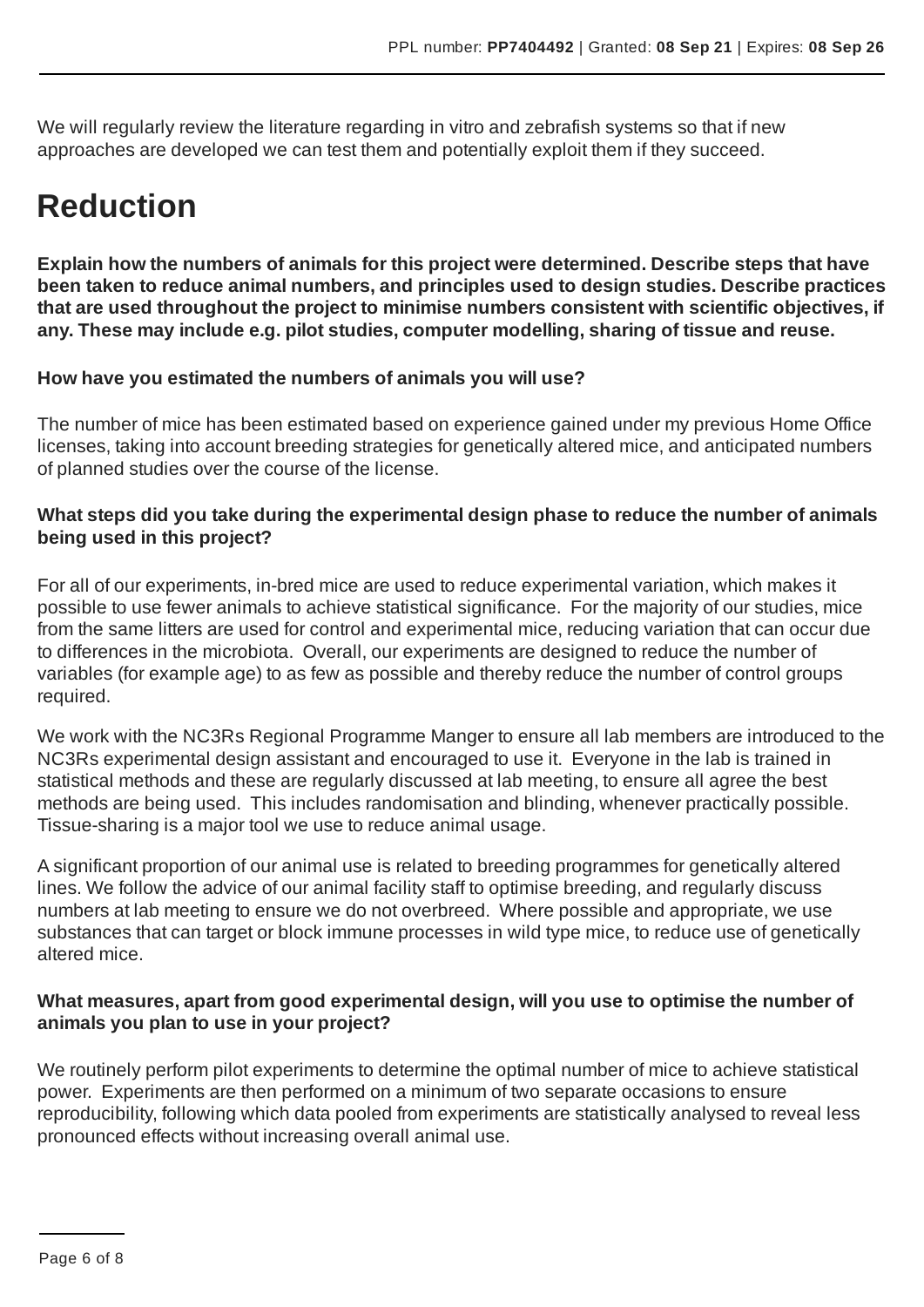We will regularly review the literature regarding in vitro and zebrafish systems so that if new approaches are developed we can test them and potentially exploit them if they succeed.

# Reduction

**Explain how the numbers of animals for this project were determined. Describe steps that have been taken to reduce animal numbers, and principles used to design studies. Describe practices that are used throughout the project to minimise numbers consistent with scientific objectives, if any. These may include e.g. pilot studies, computer modelling, sharing of tissue and reuse.**

**How have you estimated the numbers of animals you will use?**

The number of mice has been estimated based on experience gained under my previous Home Office licenses, taking into account breeding strategies for genetically altered mice, and anticipated numbers of planned studies over the course of the license.

**What steps did you take during the experimental design phase to reduce the number of animals being used in this project?**

For all of our experiments, in-bred mice are used to reduce experimental variation, which makes it possible to use fewer animals to achieve statistical significance. For the majority of our studies, mice from the same litters are used for control and experimental mice, reducing variation that can occur due to differences in the microbiota. Overall, our experiments are designed to reduce the number of variables (for example age) to as few as possible and thereby reduce the number of control groups required.

We work with the NC3Rs Regional Programme Manger to ensure all lab members are introduced to the NC3Rs experimental design assistant and encouraged to use it. Everyone in the lab is trained in statistical methods and these are regularly discussed at lab meeting, to ensure all agree the best methods are being used. This includes randomisation and blinding, whenever practically possible. Tissue-sharing is a major tool we use to reduce animal usage.

A significant proportion of our animal use is related to breeding programmes for genetically altered lines. We follow the advice of our animal facility staff to optimise breeding, and regularly discuss numbers at lab meeting to ensure we do not overbreed. Where possible and appropriate, we use substances that can target or block immune processes in wild type mice, to reduce use of genetically altered mice.

**What measures, apart from good experimental design, will you use to optimise the number of animals you plan to use in your project?**

We routinely perform pilot experiments to determine the optimal number of mice to achieve statistical power. Experiments are then performed on a minimum of two separate occasions to ensure reproducibility, following which data pooled from experiments are statistically analysed to reveal less pronounced effects without increasing overall animal use.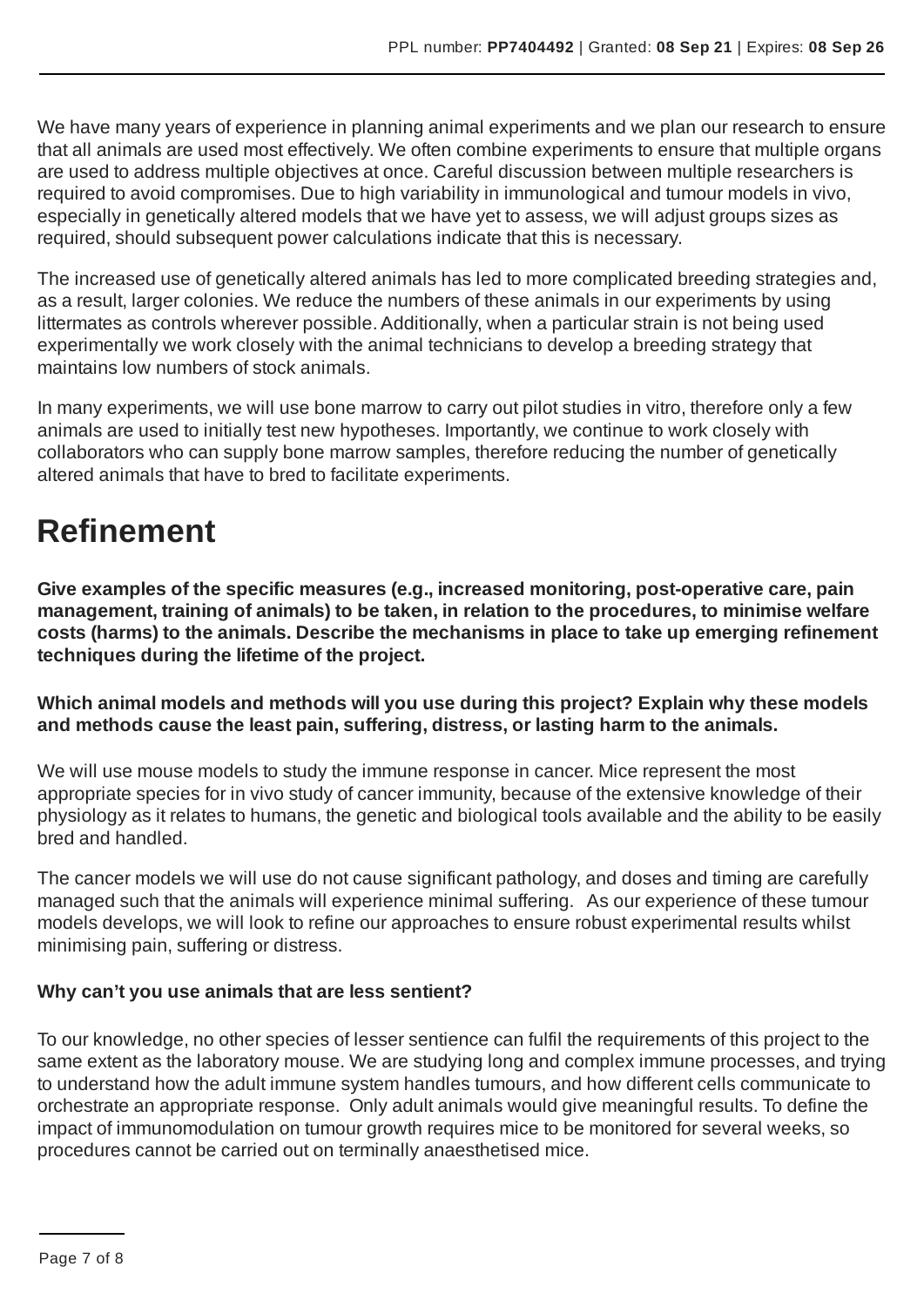We have many years of experience in planning animal experiments and we plan our research to ensure that all animals are used most effectively. We often combine experiments to ensure that multiple organs are used to address multiple objectives at once. Careful discussion between multiple researchers is required to avoid compromises. Due to high variability in immunological and tumour models in vivo, especially in genetically altered models that we have yet to assess, we will adjust groups sizes as required, should subsequent power calculations indicate that this is necessary.

The increased use of genetically altered animals has led to more complicated breeding strategies and, as a result, larger colonies. We reduce the numbers of these animals in our experiments by using littermates as controls wherever possible. Additionally, when a particular strain is not being used experimentally we work closely with the animal technicians to develop a breeding strategy that maintains low numbers of stock animals.

In many experiments, we will use bone marrow to carry out pilot studies in vitro, therefore only a few animals are used to initially test new hypotheses. Importantly, we continue to work closely with collaborators who can supply bone marrow samples, therefore reducing the number of genetically altered animals that have to bred to facilitate experiments.

# Refinement

**Give examples of the specific measures (e.g., increased monitoring, post-operative care, pain management, training of animals) to be taken, in relation to the procedures, to minimise welfare costs (harms) to the animals. Describe the mechanisms in place to take up emerging refinement techniques during the lifetime of the project.**

**Which animal models and methods will you use during this project? Explain why these models and methods cause the least pain, suffering, distress, or lasting harm to the animals.**

We will use mouse models to study the immune response in cancer. Mice represent the most appropriate species for in vivo study of cancer immunity, because of the extensive knowledge of their physiology as it relates to humans, the genetic and biological tools available and the ability to be easily bred and handled.

The cancer models we will use do not cause significant pathology, and doses and timing are carefully managed such that the animals will experience minimal suffering. As our experience of these tumour models develops, we will look to refine our approaches to ensure robust experimental results whilst minimising pain, suffering or distress.

**Why can't you use animals that are less sentient?**

To our knowledge, no other species of lesser sentience can fulfil the requirements of this project to the same extent as the laboratory mouse. We are studying long and complex immune processes, and trying to understand how the adult immune system handles tumours, and how different cells communicate to orchestrate an appropriate response. Only adult animals would give meaningful results. To define the impact of immunomodulation on tumour growth requires mice to be monitored for several weeks, so procedures cannot be carried out on terminally anaesthetised mice.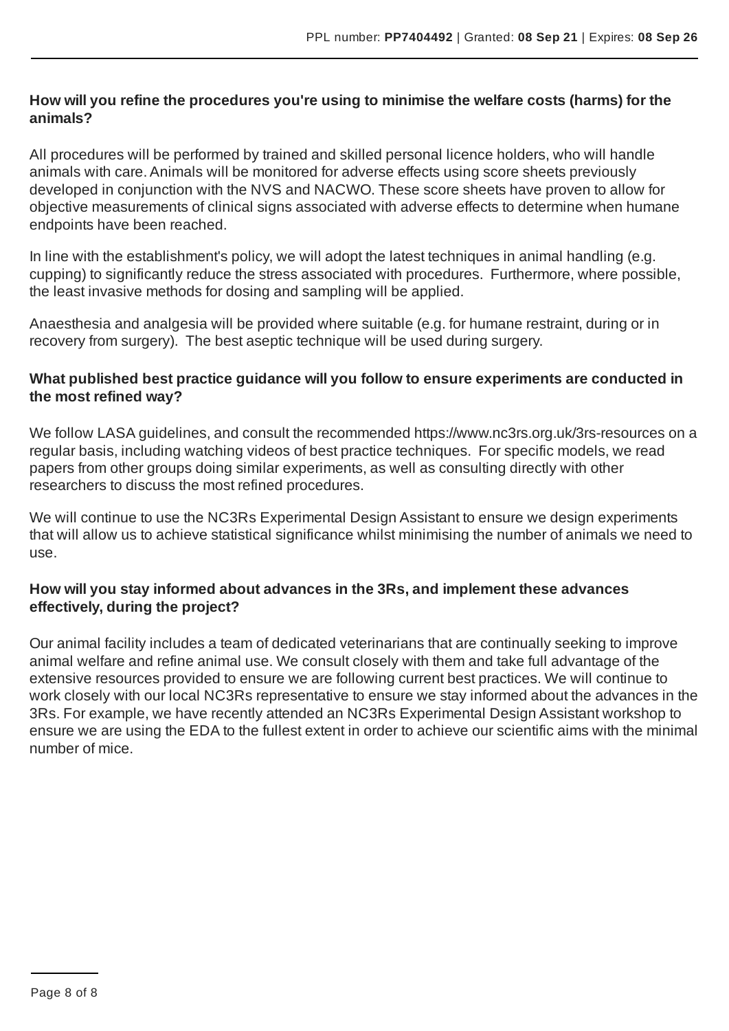**How will you refine the procedures you're using to minimise the welfare costs (harms) for the animals?**

All procedures will be performed by trained and skilled personal licence holders, who will handle animals with care. Animals will be monitored for adverse effects using score sheets previously developed in conjunction with the NVS and NACWO. These score sheets have proven to allow for objective measurements of clinical signs associated with adverse effects to determine when humane endpoints have been reached.

In line with the establishment's policy, we will adopt the latest techniques in animal handling (e.g. cupping) to significantly reduce the stress associated with procedures. Furthermore, where possible, the least invasive methods for dosing and sampling will be applied.

Anaesthesia and analgesia will be provided where suitable (e.g. for humane restraint, during or in recovery from surgery). The best aseptic technique will be used during surgery.

**What published best practice guidance will you follow to ensure experiments are conducted in the most refined way?**

We follow LASA guidelines, and consult the recommended https://www.nc3rs.org.uk/3rs-resources on a regular basis, including watching videos of best practice techniques. For specific models, we read papers from other groups doing similar experiments, as well as consulting directly with other researchers to discuss the most refined procedures.

We will continue to use the NC3Rs Experimental Design Assistant to ensure we design experiments that will allow us to achieve statistical significance whilst minimising the number of animals we need to use.

**How will you stay informed about advances in the 3Rs, and implement these advances effectively, during the project?**

Our animal facility includes a team of dedicated veterinarians that are continually seeking to improve animal welfare and refine animal use. We consult closely with them and take full advantage of the extensive resources provided to ensure we are following current best practices. We will continue to work closely with our local NC3Rs representative to ensure we stay informed about the advances in the 3Rs. For example, we have recently attended an NC3Rs Experimental Design Assistant workshop to ensure we are using the EDA to the fullest extent in order to achieve our scientific aims with the minimal number of mice.